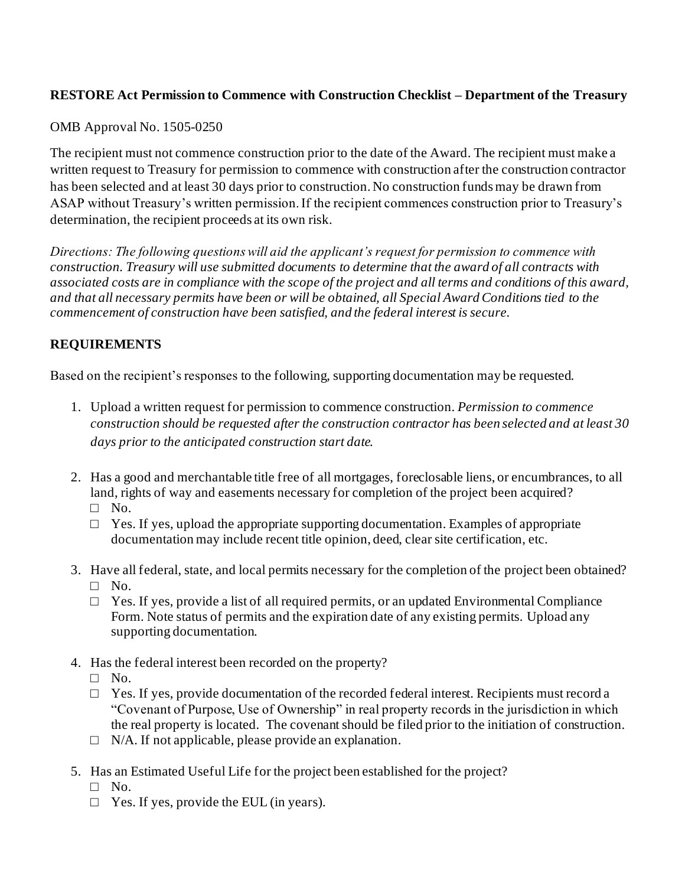**RESTORE Act Permission to Commence with Construction Checklist – Department of the Treasury**

OMB Approval No. 1505-0250

The recipient must not commence construction prior to the date of the Award. The recipient must make a written request to Treasury for permission to commence with construction after the construction contractor has been selected and at least 30 days prior to construction. No construction funds may be drawn from ASAP without Treasury's written permission. If the recipient commences construction prior to Treasury's determination, the recipient proceeds at its own risk.

*Directions: The following questions will aid the applicant's request for permission to commence with construction. Treasury will use submitted documents to determine that the award of all contracts with associated costs are in compliance with the scope of the project and all terms and conditions of this award, and that all necessary permits have been or will be obtained, all Special Award Conditions tied to the commencement of construction have been satisfied, and the federal interest is secure.*

**REQUIREMENTS**

Based on the recipient's responses to the following, supporting documentation may be requested.

1. Upload a written request for permission to commence construction. *Permission to commence construction should be requested after the construction contractor has been selected and at least 30 days prior to the anticipated construction start date.*

2. Has a good and merchantable title free of all mortgages, foreclosable liens, or encumbrances, to all land, rights of way and easements necessary for completion of the project been acquired?
   - □ No.
   - □ Yes. If yes, upload the appropriate supporting documentation. Examples of appropriate documentation may include recent title opinion, deed, clear site certification, etc.

3. Have all federal, state, and local permits necessary for the completion of the project been obtained?
   - □ No.
   - □ Yes. If yes, provide a list of all required permits, or an updated Environmental Compliance Form. Note status of permits and the expiration date of any existing permits. Upload any supporting documentation.

4. Has the federal interest been recorded on the property?
   - □ No.
   - □ Yes. If yes, provide documentation of the recorded federal interest. Recipients must record a "Covenant of Purpose, Use of Ownership" in real property records in the jurisdiction in which the real property is located. The covenant should be filed prior to the initiation of construction.
   - □ N/A. If not applicable, please provide an explanation.

5. Has an Estimated Useful Life for the project been established for the project?
   - □ No.
   - □ Yes. If yes, provide the EUL (in years).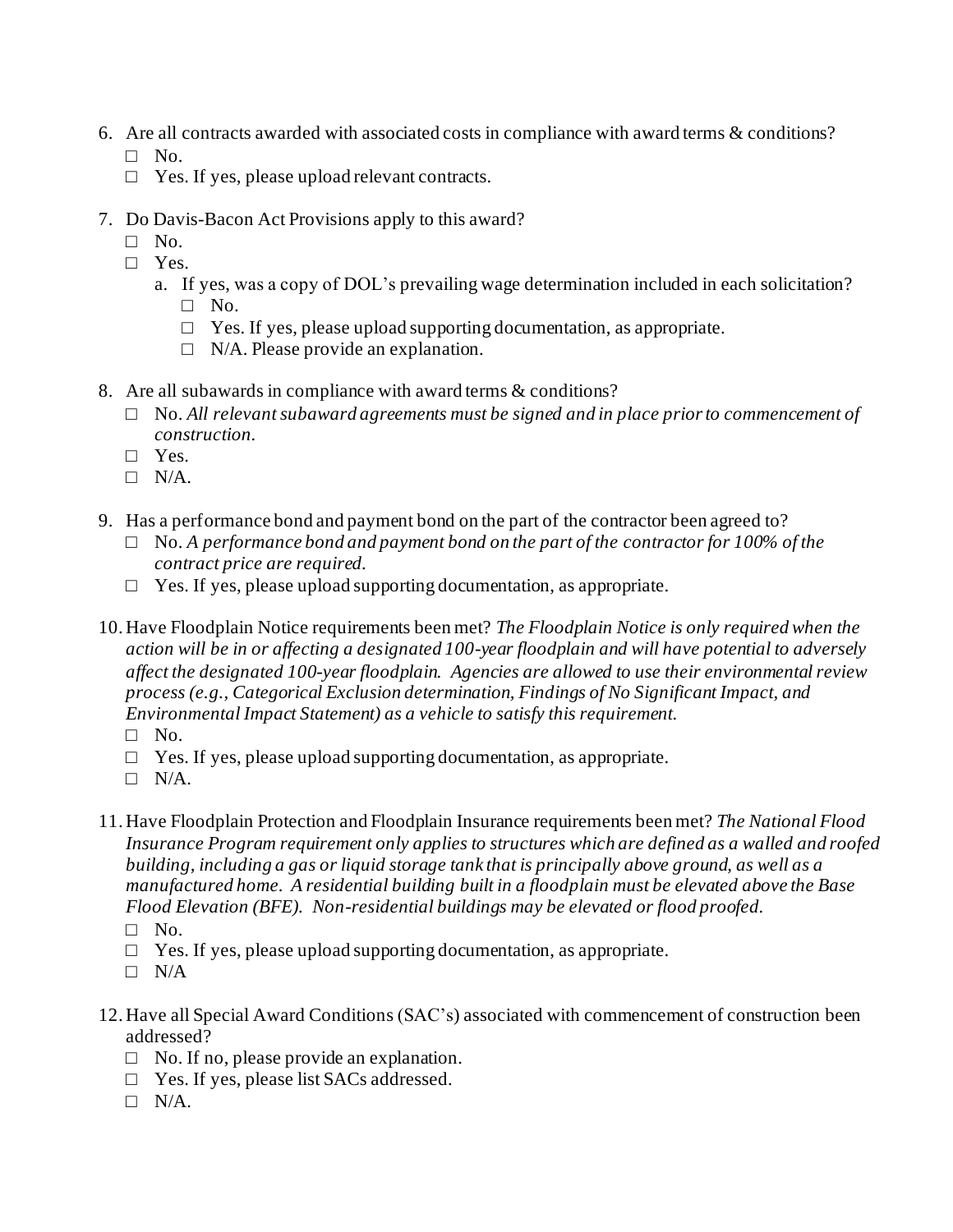6. Are all contracts awarded with associated costs in compliance with award terms & conditions?
   - □ No.
   - □ Yes. If yes, please upload relevant contracts.

7. Do Davis-Bacon Act Provisions apply to this award?
   - □ No.
   - □ Yes.
     a. If yes, was a copy of DOL's prevailing wage determination included in each solicitation?
        - □ No.
        - □ Yes. If yes, please upload supporting documentation, as appropriate.
        - □ N/A. Please provide an explanation.

8. Are all subawards in compliance with award terms & conditions?
   - □ No. *All relevant subaward agreements must be signed and in place prior to commencement of construction.*
   - □ Yes.
   - □ N/A.

9. Has a performance bond and payment bond on the part of the contractor been agreed to?
   - □ No. *A performance bond and payment bond on the part of the contractor for 100% of the contract price are required.*
   - □ Yes. If yes, please upload supporting documentation, as appropriate.

10. Have Floodplain Notice requirements been met? *The Floodplain Notice is only required when the action will be in or affecting a designated 100-year floodplain and will have potential to adversely affect the designated 100-year floodplain. Agencies are allowed to use their environmental review process (e.g., Categorical Exclusion determination, Findings of No Significant Impact, and Environmental Impact Statement) as a vehicle to satisfy this requirement.*
    - □ No.
    - □ Yes. If yes, please upload supporting documentation, as appropriate.
    - □ N/A.

11. Have Floodplain Protection and Floodplain Insurance requirements been met? *The National Flood Insurance Program requirement only applies to structures which are defined as a walled and roofed building, including a gas or liquid storage tank that is principally above ground, as well as a manufactured home. A residential building built in a floodplain must be elevated above the Base Flood Elevation (BFE). Non-residential buildings may be elevated or flood proofed.*
    - □ No.
    - □ Yes. If yes, please upload supporting documentation, as appropriate.
    - □ N/A

12. Have all Special Award Conditions (SAC's) associated with commencement of construction been addressed?
    - □ No. If no, please provide an explanation.
    - □ Yes. If yes, please list SACs addressed.
    - □ N/A.